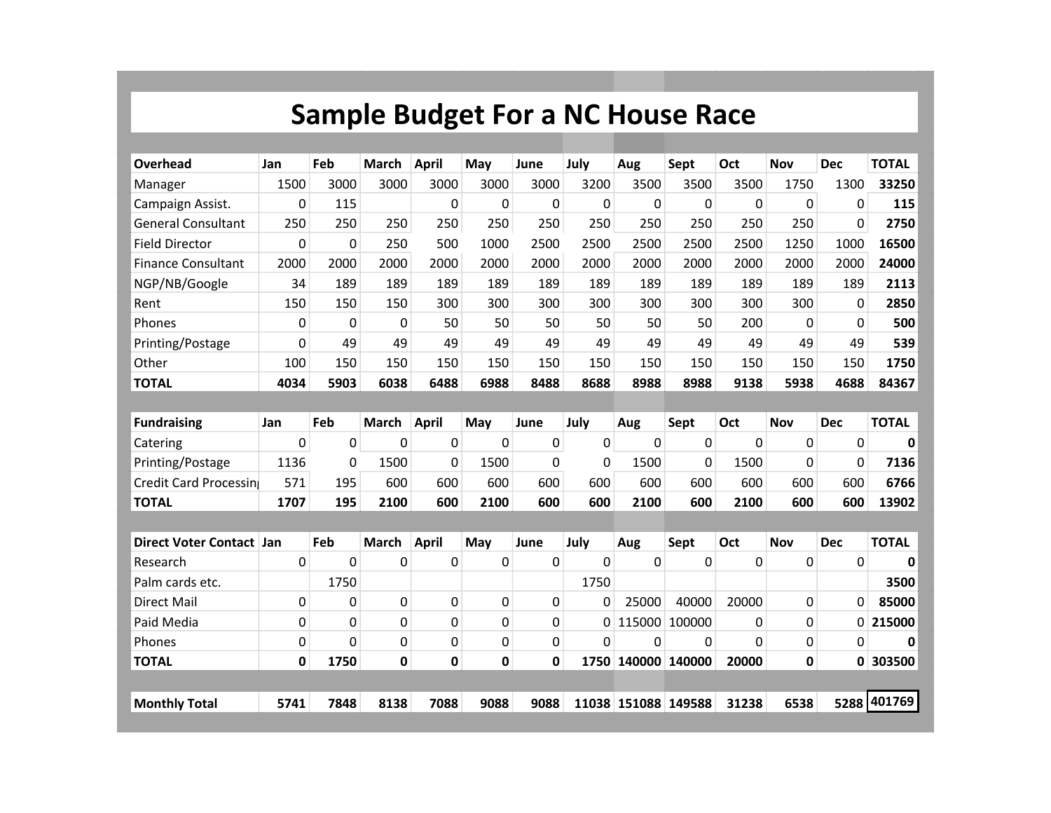# Sample Budget For a NC House Race

| Overhead | Jan | Feb | March | April | May | June | July | Aug | Sept | Oct | Nov | Dec | TOTAL |
|---|---|---|---|---|---|---|---|---|---|---|---|---|---|
| Manager | 1500 | 3000 | 3000 | 3000 | 3000 | 3000 | 3200 | 3500 | 3500 | 3500 | 1750 | 1300 | **33250** |
| Campaign Assist. | 0 | 115 | | 0 | 0 | 0 | 0 | 0 | 0 | 0 | 0 | 0 | **115** |
| General Consultant | 250 | 250 | 250 | 250 | 250 | 250 | 250 | 250 | 250 | 250 | 250 | 0 | **2750** |
| Field Director | 0 | 0 | 250 | 500 | 1000 | 2500 | 2500 | 2500 | 2500 | 2500 | 1250 | 1000 | **16500** |
| Finance Consultant | 2000 | 2000 | 2000 | 2000 | 2000 | 2000 | 2000 | 2000 | 2000 | 2000 | 2000 | 2000 | **24000** |
| NGP/NB/Google | 34 | 189 | 189 | 189 | 189 | 189 | 189 | 189 | 189 | 189 | 189 | 189 | **2113** |
| Rent | 150 | 150 | 150 | 300 | 300 | 300 | 300 | 300 | 300 | 300 | 300 | 0 | **2850** |
| Phones | 0 | 0 | 0 | 50 | 50 | 50 | 50 | 50 | 50 | 200 | 0 | 0 | **500** |
| Printing/Postage | 0 | 49 | 49 | 49 | 49 | 49 | 49 | 49 | 49 | 49 | 49 | 49 | **539** |
| Other | 100 | 150 | 150 | 150 | 150 | 150 | 150 | 150 | 150 | 150 | 150 | 150 | **1750** |
| **TOTAL** | **4034** | **5903** | **6038** | **6488** | **6988** | **8488** | **8688** | **8988** | **8988** | **9138** | **5938** | **4688** | 84367 |

| Fundraising | Jan | Feb | March | April | May | June | July | Aug | Sept | Oct | Nov | Dec | TOTAL |
|---|---|---|---|---|---|---|---|---|---|---|---|---|---|
| Catering | 0 | 0 | 0 | 0 | 0 | 0 | 0 | 0 | 0 | 0 | 0 | 0 | **0** |
| Printing/Postage | 1136 | 0 | 1500 | 0 | 1500 | 0 | 0 | 1500 | 0 | 1500 | 0 | 0 | **7136** |
| Credit Card Processing | 571 | 195 | 600 | 600 | 600 | 600 | 600 | 600 | 600 | 600 | 600 | 600 | **6766** |
| **TOTAL** | **1707** | **195** | **2100** | **600** | **2100** | **600** | **600** | **2100** | **600** | **2100** | **600** | **600** | 13902 |

| Direct Voter Contact | Jan | Feb | March | April | May | June | July | Aug | Sept | Oct | Nov | Dec | TOTAL |
|---|---|---|---|---|---|---|---|---|---|---|---|---|---|
| Research | 0 | 0 | 0 | 0 | 0 | 0 | 0 | 0 | 0 | 0 | 0 | 0 | **0** |
| Palm cards etc. | | 1750 | | | | | 1750 | | | | | | **3500** |
| Direct Mail | 0 | 0 | 0 | 0 | 0 | 0 | 0 | 25000 | 40000 | 20000 | 0 | 0 | **85000** |
| Paid Media | 0 | 0 | 0 | 0 | 0 | 0 | 0 | 115000 | 100000 | 0 | 0 | 0 | **215000** |
| Phones | 0 | 0 | 0 | 0 | 0 | 0 | 0 | 0 | 0 | 0 | 0 | 0 | **0** |
| **TOTAL** | **0** | **1750** | **0** | **0** | **0** | **0** | **1750** | **140000** | **140000** | **20000** | **0** | **0** | **303500** |

| | Jan | Feb | March | April | May | June | July | Aug | Sept | Oct | Nov | Dec | TOTAL |
|---|---|---|---|---|---|---|---|---|---|---|---|---|---|
| **Monthly Total** | **5741** | **7848** | **8138** | **7088** | **9088** | **9088** | **11038** | **151088** | **149588** | **31238** | **6538** | **5288** | **401769** |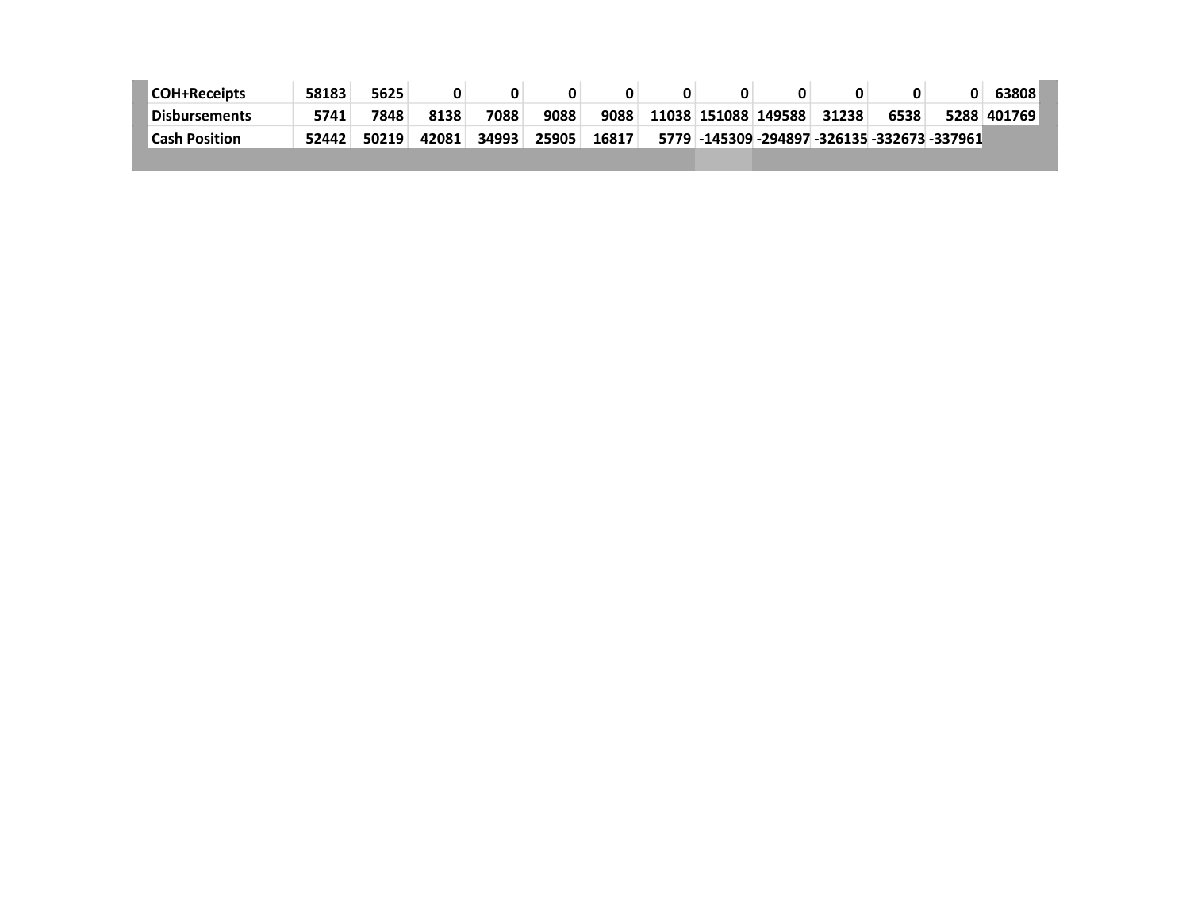| | | | | | | | | | | | | | |
|---|---|---|---|---|---|---|---|---|---|---|---|---|---|
| **COH+Receipts** | **58183** | **5625** | **0** | **0** | **0** | **0** | **0** | **0** | **0** | **0** | **0** | **0** | **63808** |
| **Disbursements** | **5741** | **7848** | **8138** | **7088** | **9088** | **9088** | **11038** | **151088** | **149588** | **31238** | **6538** | **5288** | **401769** |
| **Cash Position** | **52442** | **50219** | **42081** | **34993** | **25905** | **16817** | **5779** | **-145309** | **-294897** | **-326135** | **-332673** | **-337961** | |